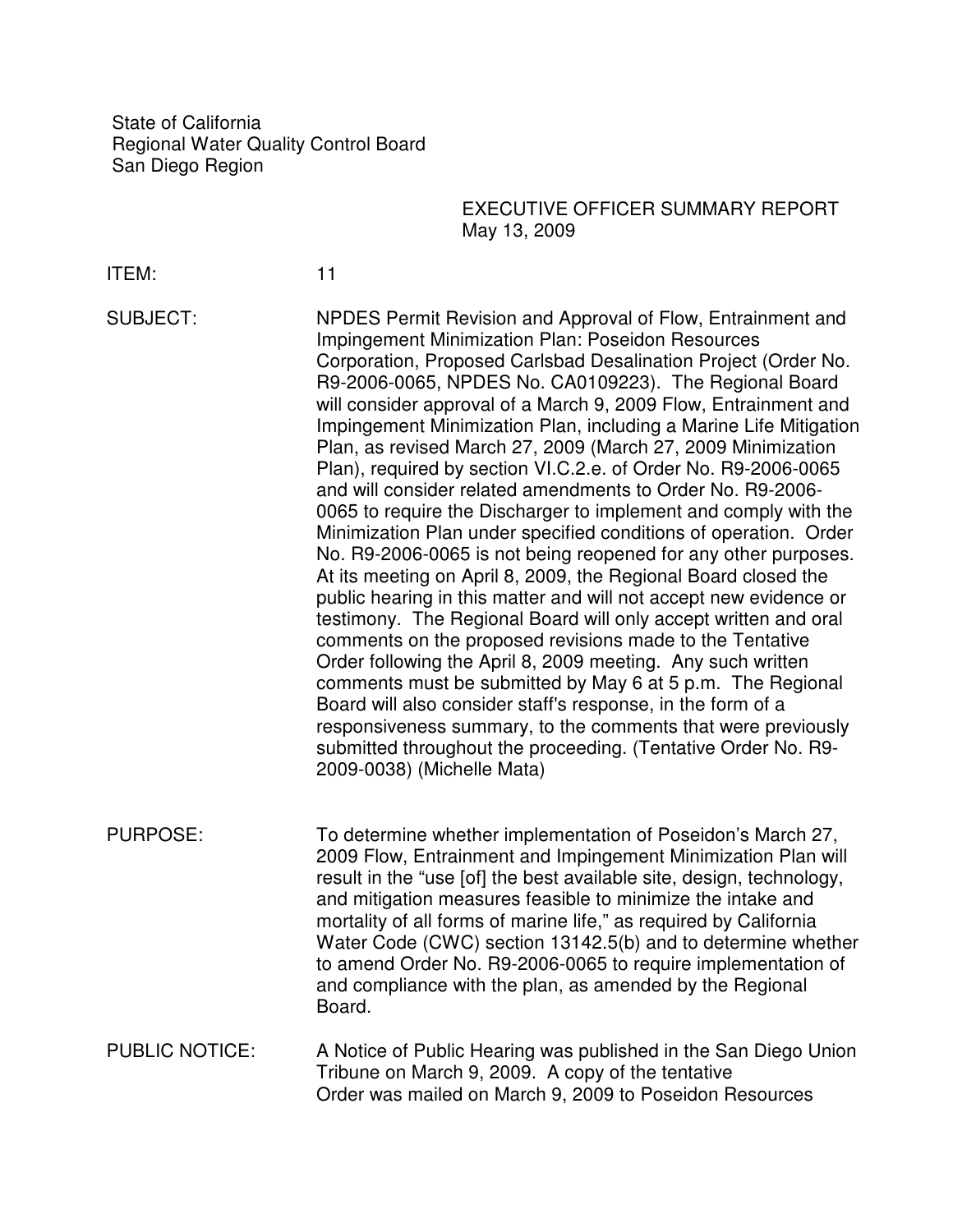State of California
Regional Water Quality Control Board
San Diego Region

EXECUTIVE OFFICER SUMMARY REPORT
May 13, 2009

**ITEM:** 11

**SUBJECT:** NPDES Permit Revision and Approval of Flow, Entrainment and Impingement Minimization Plan: Poseidon Resources Corporation, Proposed Carlsbad Desalination Project (Order No. R9-2006-0065, NPDES No. CA0109223). The Regional Board will consider approval of a March 9, 2009 Flow, Entrainment and Impingement Minimization Plan, including a Marine Life Mitigation Plan, as revised March 27, 2009 (March 27, 2009 Minimization Plan), required by section VI.C.2.e. of Order No. R9-2006-0065 and will consider related amendments to Order No. R9-2006-0065 to require the Discharger to implement and comply with the Minimization Plan under specified conditions of operation. Order No. R9-2006-0065 is not being reopened for any other purposes. At its meeting on April 8, 2009, the Regional Board closed the public hearing in this matter and will not accept new evidence or testimony. The Regional Board will only accept written and oral comments on the proposed revisions made to the Tentative Order following the April 8, 2009 meeting. Any such written comments must be submitted by May 6 at 5 p.m. The Regional Board will also consider staff's response, in the form of a responsiveness summary, to the comments that were previously submitted throughout the proceeding. (Tentative Order No. R9-2009-0038) (Michelle Mata)

**PURPOSE:** To determine whether implementation of Poseidon's March 27, 2009 Flow, Entrainment and Impingement Minimization Plan will result in the "use [of] the best available site, design, technology, and mitigation measures feasible to minimize the intake and mortality of all forms of marine life," as required by California Water Code (CWC) section 13142.5(b) and to determine whether to amend Order No. R9-2006-0065 to require implementation of and compliance with the plan, as amended by the Regional Board.

**PUBLIC NOTICE:** A Notice of Public Hearing was published in the San Diego Union Tribune on March 9, 2009. A copy of the tentative Order was mailed on March 9, 2009 to Poseidon Resources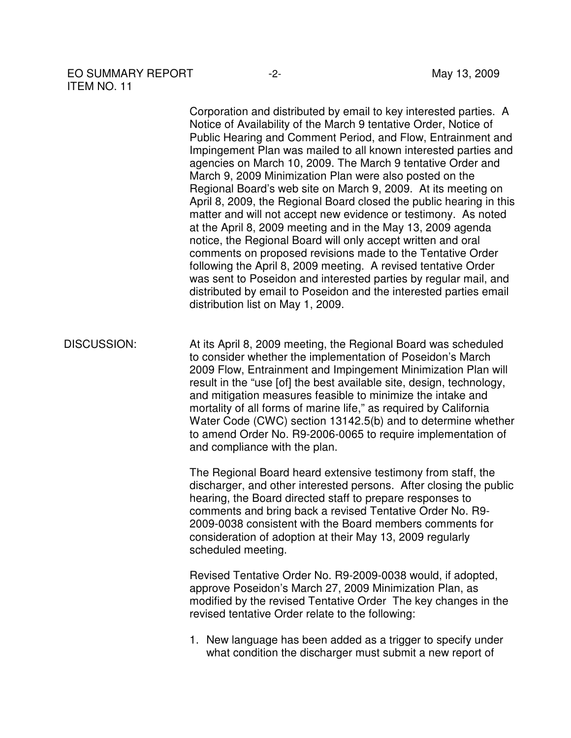Corporation and distributed by email to key interested parties. A Notice of Availability of the March 9 tentative Order, Notice of Public Hearing and Comment Period, and Flow, Entrainment and Impingement Plan was mailed to all known interested parties and agencies on March 10, 2009. The March 9 tentative Order and March 9, 2009 Minimization Plan were also posted on the Regional Board's web site on March 9, 2009. At its meeting on April 8, 2009, the Regional Board closed the public hearing in this matter and will not accept new evidence or testimony. As noted at the April 8, 2009 meeting and in the May 13, 2009 agenda notice, the Regional Board will only accept written and oral comments on proposed revisions made to the Tentative Order following the April 8, 2009 meeting. A revised tentative Order was sent to Poseidon and interested parties by regular mail, and distributed by email to Poseidon and the interested parties email distribution list on May 1, 2009.

DISCUSSION: At its April 8, 2009 meeting, the Regional Board was scheduled to consider whether the implementation of Poseidon's March 2009 Flow, Entrainment and Impingement Minimization Plan will result in the "use [of] the best available site, design, technology, and mitigation measures feasible to minimize the intake and mortality of all forms of marine life," as required by California Water Code (CWC) section 13142.5(b) and to determine whether to amend Order No. R9-2006-0065 to require implementation of and compliance with the plan.

The Regional Board heard extensive testimony from staff, the discharger, and other interested persons. After closing the public hearing, the Board directed staff to prepare responses to comments and bring back a revised Tentative Order No. R9-2009-0038 consistent with the Board members comments for consideration of adoption at their May 13, 2009 regularly scheduled meeting.

Revised Tentative Order No. R9-2009-0038 would, if adopted, approve Poseidon's March 27, 2009 Minimization Plan, as modified by the revised Tentative Order The key changes in the revised tentative Order relate to the following:

1. New language has been added as a trigger to specify under what condition the discharger must submit a new report of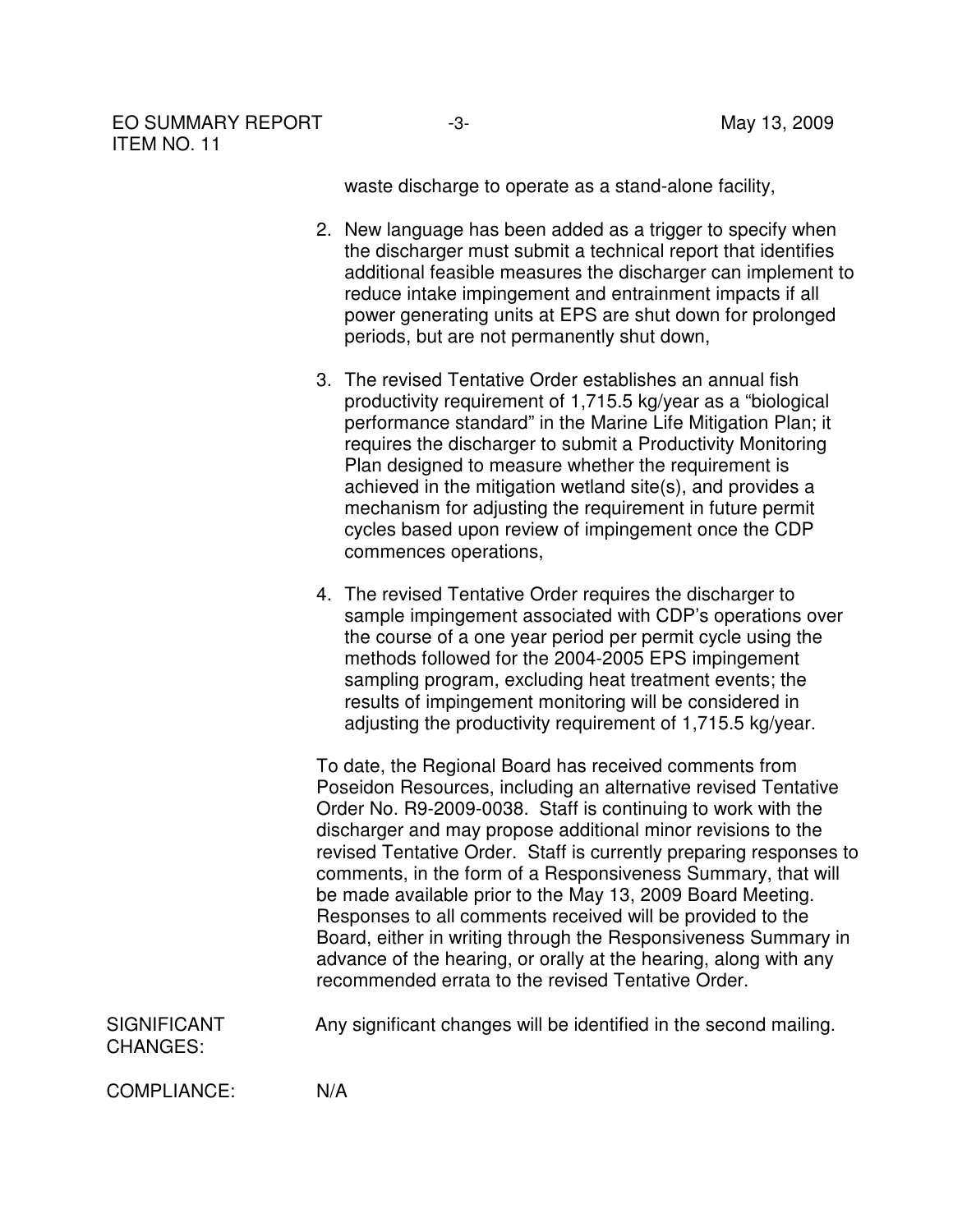waste discharge to operate as a stand-alone facility,

2. New language has been added as a trigger to specify when the discharger must submit a technical report that identifies additional feasible measures the discharger can implement to reduce intake impingement and entrainment impacts if all power generating units at EPS are shut down for prolonged periods, but are not permanently shut down,

3. The revised Tentative Order establishes an annual fish productivity requirement of 1,715.5 kg/year as a "biological performance standard" in the Marine Life Mitigation Plan; it requires the discharger to submit a Productivity Monitoring Plan designed to measure whether the requirement is achieved in the mitigation wetland site(s), and provides a mechanism for adjusting the requirement in future permit cycles based upon review of impingement once the CDP commences operations,

4. The revised Tentative Order requires the discharger to sample impingement associated with CDP's operations over the course of a one year period per permit cycle using the methods followed for the 2004-2005 EPS impingement sampling program, excluding heat treatment events; the results of impingement monitoring will be considered in adjusting the productivity requirement of 1,715.5 kg/year.

To date, the Regional Board has received comments from Poseidon Resources, including an alternative revised Tentative Order No. R9-2009-0038. Staff is continuing to work with the discharger and may propose additional minor revisions to the revised Tentative Order. Staff is currently preparing responses to comments, in the form of a Responsiveness Summary, that will be made available prior to the May 13, 2009 Board Meeting. Responses to all comments received will be provided to the Board, either in writing through the Responsiveness Summary in advance of the hearing, or orally at the hearing, along with any recommended errata to the revised Tentative Order.

SIGNIFICANT CHANGES: Any significant changes will be identified in the second mailing.

COMPLIANCE: N/A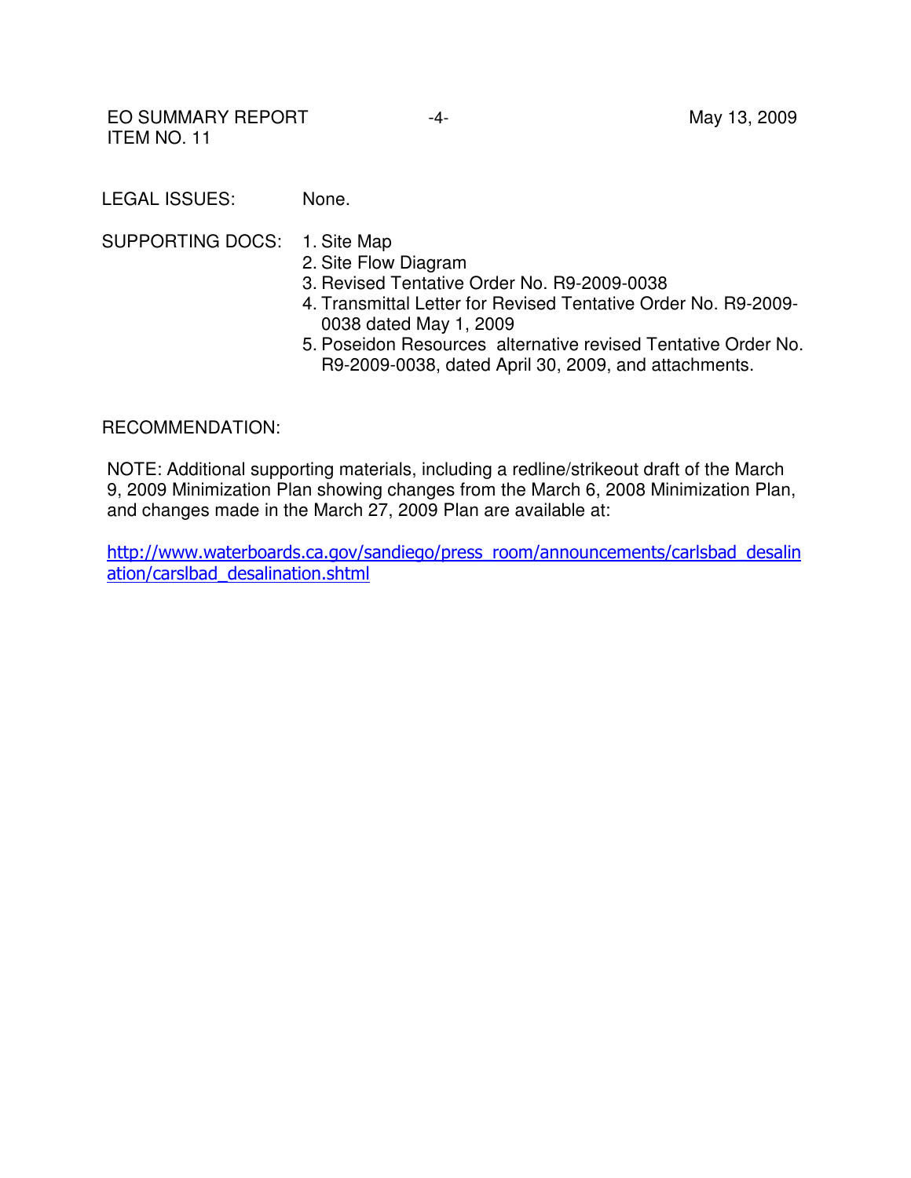LEGAL ISSUES: None.

SUPPORTING DOCS:

1. Site Map
2. Site Flow Diagram
3. Revised Tentative Order No. R9-2009-0038
4. Transmittal Letter for Revised Tentative Order No. R9-2009-0038 dated May 1, 2009
5. Poseidon Resources alternative revised Tentative Order No. R9-2009-0038, dated April 30, 2009, and attachments.

RECOMMENDATION:

NOTE: Additional supporting materials, including a redline/strikeout draft of the March 9, 2009 Minimization Plan showing changes from the March 6, 2008 Minimization Plan, and changes made in the March 27, 2009 Plan are available at:

http://www.waterboards.ca.gov/sandiego/press_room/announcements/carlsbad_desalination/carslbad_desalination.shtml